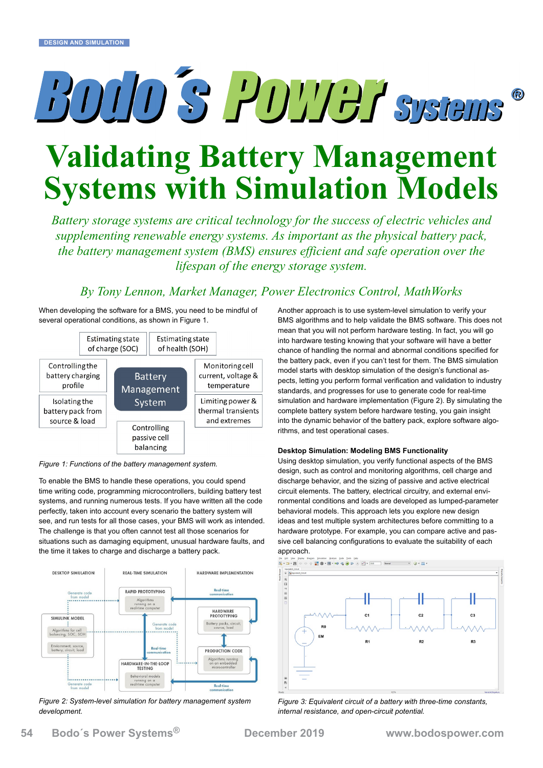# Validating Battery Management Systems with Simulation Models

*Battery storage systems are critical technology for the success of electric vehicles and supplementing renewable energy systems. As important as the physical battery pack, the battery management system (BMS) ensures efficient and safe operation over the lifespan of the energy storage system.*

*By Tony Lennon, Market Manager, Power Electronics Control, MathWorks*

When developing the software for a BMS, you need to be mindful of several operational conditions, as shown in Figure 1.

*Figure 1: Functions of the battery management system.*

To enable the BMS to handle these operations, you could spend time writing code, programming microcontrollers, building battery test systems, and running numerous tests. If you have written all the code perfectly, taken into account every scenario the battery system will see, and run tests for all those cases, your BMS will work as intended. The challenge is that you often cannot test all those scenarios for situations such as damaging equipment, unusual hardware faults, and the time it takes to charge and discharge a battery pack.

*Figure 2: System-level simulation for battery management system development.*

Another approach is to use system-level simulation to verify your BMS algorithms and to help validate the BMS software. This does not mean that you will not perform hardware testing. In fact, you will go into hardware testing knowing that your software will have a better chance of handling the normal and abnormal conditions specified for the battery pack, even if you can't test for them. The BMS simulation model starts with desktop simulation of the design's functional aspects, letting you perform formal verification and validation to industry standards, and progresses for use to generate code for real-time simulation and hardware implementation (Figure 2). By simulating the complete battery system before hardware testing, you gain insight into the dynamic behavior of the battery pack, explore software algorithms, and test operational cases.

### Desktop Simulation: Modeling BMS Functionality

Using desktop simulation, you verify functional aspects of the BMS design, such as control and monitoring algorithms, cell charge and discharge behavior, and the sizing of passive and active electrical circuit elements. The battery, electrical circuitry, and external environmental conditions and loads are developed as lumped-parameter behavioral models. This approach lets you explore new design ideas and test multiple system architectures before committing to a hardware prototype. For example, you can compare active and passive cell balancing configurations to evaluate the suitability of each approach.

*Figure 3: Equivalent circuit of a battery with three-time constants, internal resistance, and open-circuit potential.*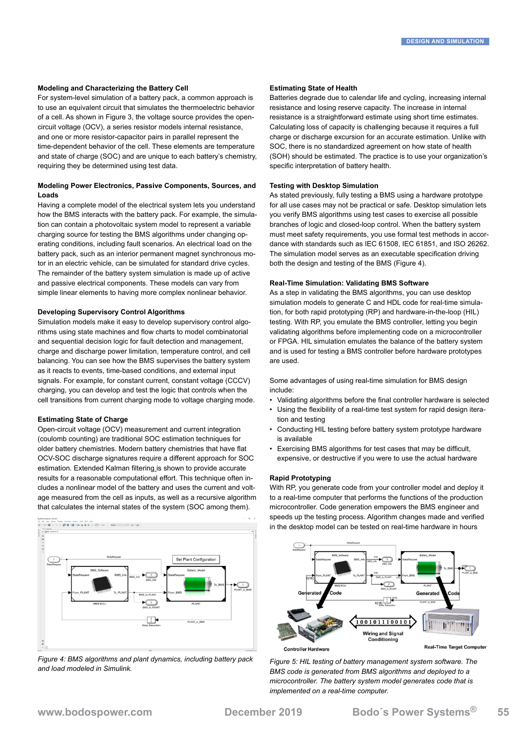### Modeling and Characterizing the Battery Cell

For system-level simulation of a battery pack, a common approach is to use an equivalent circuit that simulates the thermoelectric behavior of a cell. As shown in Figure 3, the voltage source provides the open-circuit voltage (OCV), a series resistor models internal resistance, and one or more resistor-capacitor pairs in parallel represent the time-dependent behavior of the cell. These elements are temperature and state of charge (SOC) and are unique to each battery's chemistry, requiring they be determined using test data.

### Modeling Power Electronics, Passive Components, Sources, and Loads

Having a complete model of the electrical system lets you understand how the BMS interacts with the battery pack. For example, the simulation can contain a photovoltaic system model to represent a variable charging source for testing the BMS algorithms under changing operating conditions, including fault scenarios. An electrical load on the battery pack, such as an interior permanent magnet synchronous motor in an electric vehicle, can be simulated for standard drive cycles. The remainder of the battery system simulation is made up of active and passive electrical components. These models can vary from simple linear elements to having more complex nonlinear behavior.

### Developing Supervisory Control Algorithms

Simulation models make it easy to develop supervisory control algorithms using state machines and flow charts to model combinatorial and sequential decision logic for fault detection and management, charge and discharge power limitation, temperature control, and cell balancing. You can see how the BMS supervises the battery system as it reacts to events, time-based conditions, and external input signals. For example, for constant current, constant voltage (CCCV) charging, you can develop and test the logic that controls when the cell transitions from current charging mode to voltage charging mode.

### Estimating State of Charge

Open-circuit voltage (OCV) measurement and current integration (coulomb counting) are traditional SOC estimation techniques for older battery chemistries. Modern battery chemistries that have flat OCV-SOC discharge signatures require a different approach for SOC estimation. Extended Kalman filtering is shown to provide accurate results for a reasonable computational effort. This technique often includes a nonlinear model of the battery and uses the current and voltage measured from the cell as inputs, as well as a recursive algorithm that calculates the internal states of the system (SOC among them).

*Figure 4: BMS algorithms and plant dynamics, including battery pack and load modeled in Simulink.*

### Estimating State of Health

Batteries degrade due to calendar life and cycling, increasing internal resistance and losing reserve capacity. The increase in internal resistance is a straightforward estimate using short time estimates. Calculating loss of capacity is challenging because it requires a full charge or discharge excursion for an accurate estimation. Unlike with SOC, there is no standardized agreement on how state of health (SOH) should be estimated. The practice is to use your organization's specific interpretation of battery health.

### Testing with Desktop Simulation

As stated previously, fully testing a BMS using a hardware prototype for all use cases may not be practical or safe. Desktop simulation lets you verify BMS algorithms using test cases to exercise all possible branches of logic and closed-loop control. When the battery system must meet safety requirements, you use formal test methods in accordance with standards such as IEC 61508, IEC 61851, and ISO 26262. The simulation model serves as an executable specification driving both the design and testing of the BMS (Figure 4).

### Real-Time Simulation: Validating BMS Software

As a step in validating the BMS algorithms, you can use desktop simulation models to generate C and HDL code for real-time simulation, for both rapid prototyping (RP) and hardware-in-the-loop (HIL) testing. With RP, you emulate the BMS controller, letting you begin validating algorithms before implementing code on a microcontroller or FPGA. HIL simulation emulates the balance of the battery system and is used for testing a BMS controller before hardware prototypes are used.

Some advantages of using real-time simulation for BMS design include:

- Validating algorithms before the final controller hardware is selected
- Using the flexibility of a real-time test system for rapid design iteration and testing
- Conducting HIL testing before battery system prototype hardware is available
- Exercising BMS algorithms for test cases that may be difficult, expensive, or destructive if you were to use the actual hardware

### Rapid Prototyping

With RP, you generate code from your controller model and deploy it to a real-time computer that performs the functions of the production microcontroller. Code generation empowers the BMS engineer and speeds up the testing process. Algorithm changes made and verified in the desktop model can be tested on real-time hardware in hours

*Figure 5: HIL testing of battery management system software. The BMS code is generated from BMS algorithms and deployed to a microcontroller. The battery system model generates code that is implemented on a real-time computer.*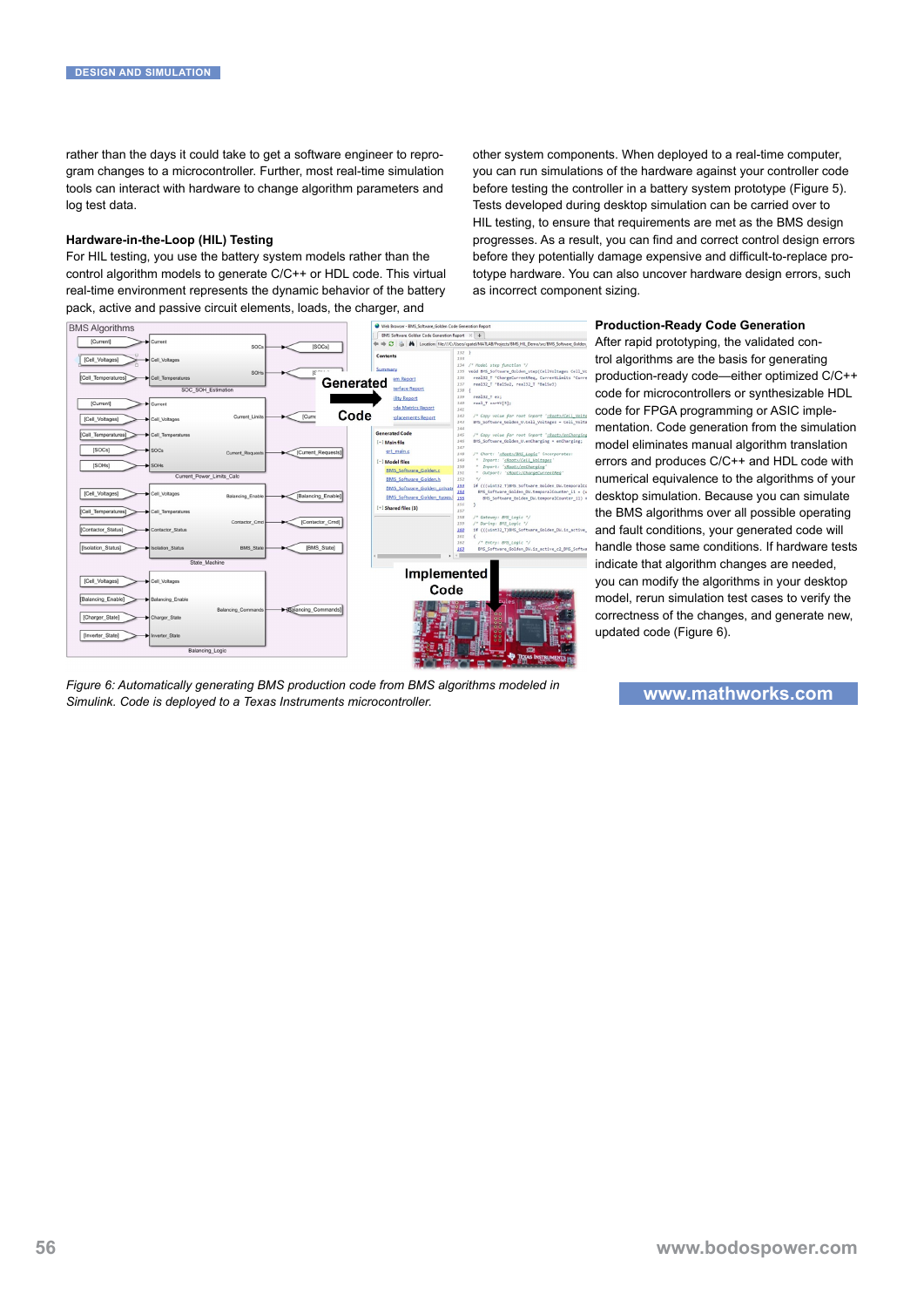rather than the days it could take to get a software engineer to reprogram changes to a microcontroller. Further, most real-time simulation tools can interact with hardware to change algorithm parameters and log test data.

### Hardware-in-the-Loop (HIL) Testing

For HIL testing, you use the battery system models rather than the control algorithm models to generate C/C++ or HDL code. This virtual real-time environment represents the dynamic behavior of the battery pack, active and passive circuit elements, loads, the charger, and other system components. When deployed to a real-time computer, you can run simulations of the hardware against your controller code before testing the controller in a battery system prototype (Figure 5). Tests developed during desktop simulation can be carried over to HIL testing, to ensure that requirements are met as the BMS design progresses. As a result, you can find and correct control design errors before they potentially damage expensive and difficult-to-replace prototype hardware. You can also uncover hardware design errors, such as incorrect component sizing.

BMS Algorithms

Generated Code

Implemented Code

*Figure 6: Automatically generating BMS production code from BMS algorithms modeled in Simulink. Code is deployed to a Texas Instruments microcontroller.*

### Production-Ready Code Generation

After rapid prototyping, the validated control algorithms are the basis for generating production-ready code—either optimized C/C++ code for microcontrollers or synthesizable HDL code for FPGA programming or ASIC implementation. Code generation from the simulation model eliminates manual algorithm translation errors and produces C/C++ and HDL code with numerical equivalence to the algorithms of your desktop simulation. Because you can simulate the BMS algorithms over all possible operating and fault conditions, your generated code will handle those same conditions. If hardware tests indicate that algorithm changes are needed, you can modify the algorithms in your desktop model, rerun simulation test cases to verify the correctness of the changes, and generate new, updated code (Figure 6).

**www.mathworks.com**